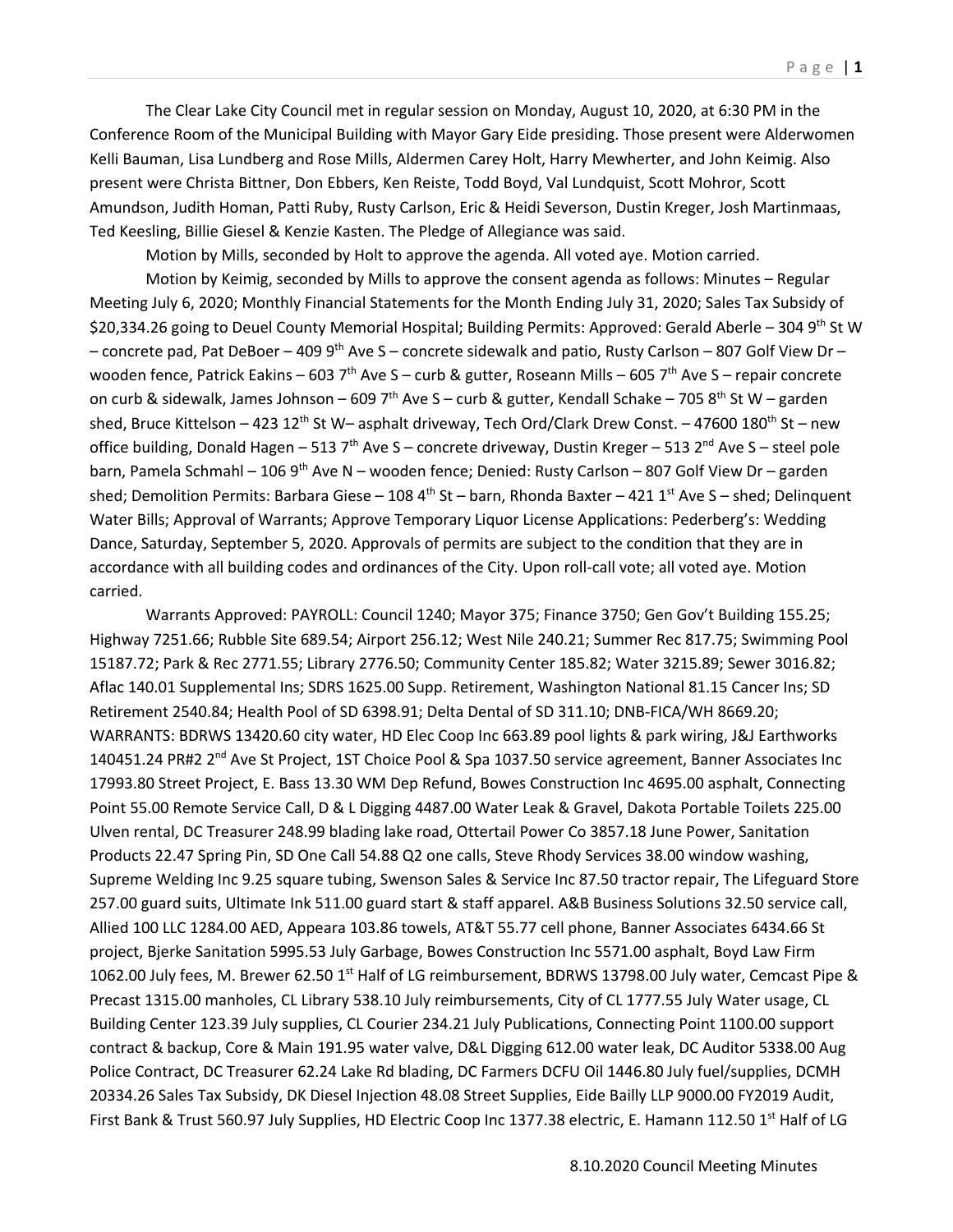The Clear Lake City Council met in regular session on Monday, August 10, 2020, at 6:30 PM in the Conference Room of the Municipal Building with Mayor Gary Eide presiding. Those present were Alderwomen Kelli Bauman, Lisa Lundberg and Rose Mills, Aldermen Carey Holt, Harry Mewherter, and John Keimig. Also present were Christa Bittner, Don Ebbers, Ken Reiste, Todd Boyd, Val Lundquist, Scott Mohror, Scott Amundson, Judith Homan, Patti Ruby, Rusty Carlson, Eric & Heidi Severson, Dustin Kreger, Josh Martinmaas, Ted Keesling, Billie Giesel & Kenzie Kasten. The Pledge of Allegiance was said.

Motion by Mills, seconded by Holt to approve the agenda. All voted aye. Motion carried.

Motion by Keimig, seconded by Mills to approve the consent agenda as follows: Minutes – Regular Meeting July 6, 2020; Monthly Financial Statements for the Month Ending July 31, 2020; Sales Tax Subsidy of $20,334.26 going to Deuel County Memorial Hospital; Building Permits: Approved: Gerald Aberle – 304 9th St W – concrete pad, Pat DeBoer – 409 9th Ave S – concrete sidewalk and patio, Rusty Carlson – 807 Golf View Dr – wooden fence, Patrick Eakins – 603 7th Ave S – curb & gutter, Roseann Mills – 605 7th Ave S – repair concrete on curb & sidewalk, James Johnson – 609 7th Ave S – curb & gutter, Kendall Schake – 705 8th St W – garden shed, Bruce Kittelson – 423 12th St W– asphalt driveway, Tech Ord/Clark Drew Const. – 47600 180th St – new office building, Donald Hagen – 513 7th Ave S – concrete driveway, Dustin Kreger – 513 2nd Ave S – steel pole barn, Pamela Schmahl – 106 9th Ave N – wooden fence; Denied: Rusty Carlson – 807 Golf View Dr – garden shed; Demolition Permits: Barbara Giese – 108 4th St – barn, Rhonda Baxter – 421 1st Ave S – shed; Delinquent Water Bills; Approval of Warrants; Approve Temporary Liquor License Applications: Pederberg's: Wedding Dance, Saturday, September 5, 2020. Approvals of permits are subject to the condition that they are in accordance with all building codes and ordinances of the City. Upon roll-call vote; all voted aye. Motion carried.

Warrants Approved: PAYROLL: Council 1240; Mayor 375; Finance 3750; Gen Gov't Building 155.25; Highway 7251.66; Rubble Site 689.54; Airport 256.12; West Nile 240.21; Summer Rec 817.75; Swimming Pool 15187.72; Park & Rec 2771.55; Library 2776.50; Community Center 185.82; Water 3215.89; Sewer 3016.82; Aflac 140.01 Supplemental Ins; SDRS 1625.00 Supp. Retirement, Washington National 81.15 Cancer Ins; SD Retirement 2540.84; Health Pool of SD 6398.91; Delta Dental of SD 311.10; DNB-FICA/WH 8669.20; WARRANTS: BDRWS 13420.60 city water, HD Elec Coop Inc 663.89 pool lights & park wiring, J&J Earthworks 140451.24 PR#2 2nd Ave St Project, 1ST Choice Pool & Spa 1037.50 service agreement, Banner Associates Inc 17993.80 Street Project, E. Bass 13.30 WM Dep Refund, Bowes Construction Inc 4695.00 asphalt, Connecting Point 55.00 Remote Service Call, D & L Digging 4487.00 Water Leak & Gravel, Dakota Portable Toilets 225.00 Ulven rental, DC Treasurer 248.99 blading lake road, Ottertail Power Co 3857.18 June Power, Sanitation Products 22.47 Spring Pin, SD One Call 54.88 Q2 one calls, Steve Rhody Services 38.00 window washing, Supreme Welding Inc 9.25 square tubing, Swenson Sales & Service Inc 87.50 tractor repair, The Lifeguard Store 257.00 guard suits, Ultimate Ink 511.00 guard start & staff apparel. A&B Business Solutions 32.50 service call, Allied 100 LLC 1284.00 AED, Appeara 103.86 towels, AT&T 55.77 cell phone, Banner Associates 6434.66 St project, Bjerke Sanitation 5995.53 July Garbage, Bowes Construction Inc 5571.00 asphalt, Boyd Law Firm 1062.00 July fees, M. Brewer 62.50 1st Half of LG reimbursement, BDRWS 13798.00 July water, Cemcast Pipe & Precast 1315.00 manholes, CL Library 538.10 July reimbursements, City of CL 1777.55 July Water usage, CL Building Center 123.39 July supplies, CL Courier 234.21 July Publications, Connecting Point 1100.00 support contract & backup, Core & Main 191.95 water valve, D&L Digging 612.00 water leak, DC Auditor 5338.00 Aug Police Contract, DC Treasurer 62.24 Lake Rd blading, DC Farmers DCFU Oil 1446.80 July fuel/supplies, DCMH 20334.26 Sales Tax Subsidy, DK Diesel Injection 48.08 Street Supplies, Eide Bailly LLP 9000.00 FY2019 Audit, First Bank & Trust 560.97 July Supplies, HD Electric Coop Inc 1377.38 electric, E. Hamann 112.50 1st Half of LG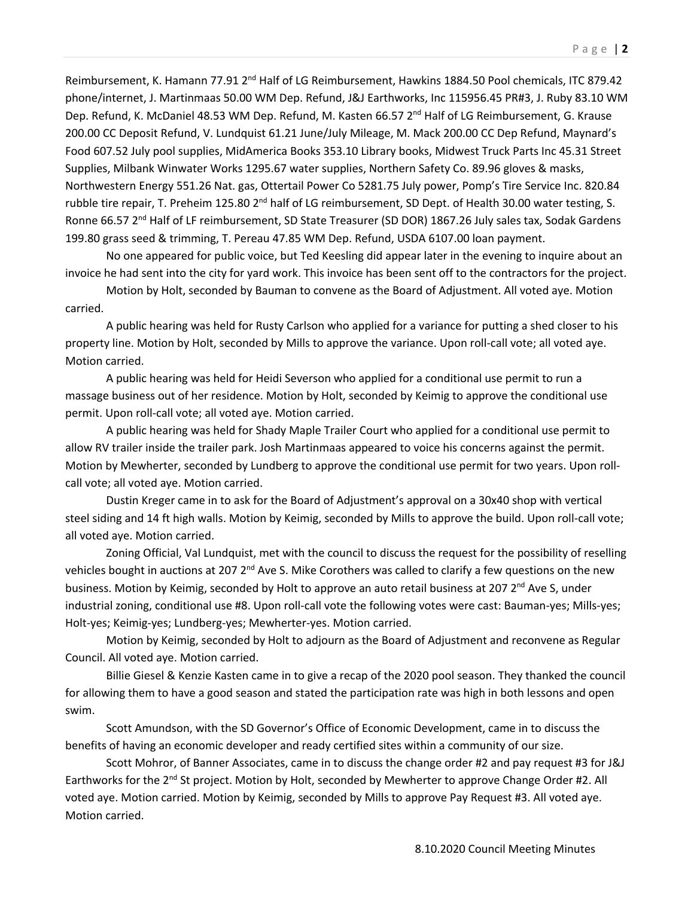Reimbursement, K. Hamann 77.91 2nd Half of LG Reimbursement, Hawkins 1884.50 Pool chemicals, ITC 879.42 phone/internet, J. Martinmaas 50.00 WM Dep. Refund, J&J Earthworks, Inc 115956.45 PR#3, J. Ruby 83.10 WM Dep. Refund, K. McDaniel 48.53 WM Dep. Refund, M. Kasten 66.57 2nd Half of LG Reimbursement, G. Krause 200.00 CC Deposit Refund, V. Lundquist 61.21 June/July Mileage, M. Mack 200.00 CC Dep Refund, Maynard's Food 607.52 July pool supplies, MidAmerica Books 353.10 Library books, Midwest Truck Parts Inc 45.31 Street Supplies, Milbank Winwater Works 1295.67 water supplies, Northern Safety Co. 89.96 gloves & masks, Northwestern Energy 551.26 Nat. gas, Ottertail Power Co 5281.75 July power, Pomp's Tire Service Inc. 820.84 rubble tire repair, T. Preheim 125.80 2nd half of LG reimbursement, SD Dept. of Health 30.00 water testing, S. Ronne 66.57 2nd Half of LF reimbursement, SD State Treasurer (SD DOR) 1867.26 July sales tax, Sodak Gardens 199.80 grass seed & trimming, T. Pereau 47.85 WM Dep. Refund, USDA 6107.00 loan payment.

No one appeared for public voice, but Ted Keesling did appear later in the evening to inquire about an invoice he had sent into the city for yard work. This invoice has been sent off to the contractors for the project.

Motion by Holt, seconded by Bauman to convene as the Board of Adjustment. All voted aye. Motion carried.

A public hearing was held for Rusty Carlson who applied for a variance for putting a shed closer to his property line. Motion by Holt, seconded by Mills to approve the variance. Upon roll-call vote; all voted aye. Motion carried.

A public hearing was held for Heidi Severson who applied for a conditional use permit to run a massage business out of her residence. Motion by Holt, seconded by Keimig to approve the conditional use permit. Upon roll-call vote; all voted aye. Motion carried.

A public hearing was held for Shady Maple Trailer Court who applied for a conditional use permit to allow RV trailer inside the trailer park. Josh Martinmaas appeared to voice his concerns against the permit. Motion by Mewherter, seconded by Lundberg to approve the conditional use permit for two years. Upon roll-call vote; all voted aye. Motion carried.

Dustin Kreger came in to ask for the Board of Adjustment's approval on a 30x40 shop with vertical steel siding and 14 ft high walls. Motion by Keimig, seconded by Mills to approve the build. Upon roll-call vote; all voted aye. Motion carried.

Zoning Official, Val Lundquist, met with the council to discuss the request for the possibility of reselling vehicles bought in auctions at 207 2nd Ave S. Mike Corothers was called to clarify a few questions on the new business. Motion by Keimig, seconded by Holt to approve an auto retail business at 207 2nd Ave S, under industrial zoning, conditional use #8. Upon roll-call vote the following votes were cast: Bauman-yes; Mills-yes; Holt-yes; Keimig-yes; Lundberg-yes; Mewherter-yes. Motion carried.

Motion by Keimig, seconded by Holt to adjourn as the Board of Adjustment and reconvene as Regular Council. All voted aye. Motion carried.

Billie Giesel & Kenzie Kasten came in to give a recap of the 2020 pool season. They thanked the council for allowing them to have a good season and stated the participation rate was high in both lessons and open swim.

Scott Amundson, with the SD Governor's Office of Economic Development, came in to discuss the benefits of having an economic developer and ready certified sites within a community of our size.

Scott Mohror, of Banner Associates, came in to discuss the change order #2 and pay request #3 for J&J Earthworks for the 2nd St project. Motion by Holt, seconded by Mewherter to approve Change Order #2. All voted aye. Motion carried. Motion by Keimig, seconded by Mills to approve Pay Request #3. All voted aye. Motion carried.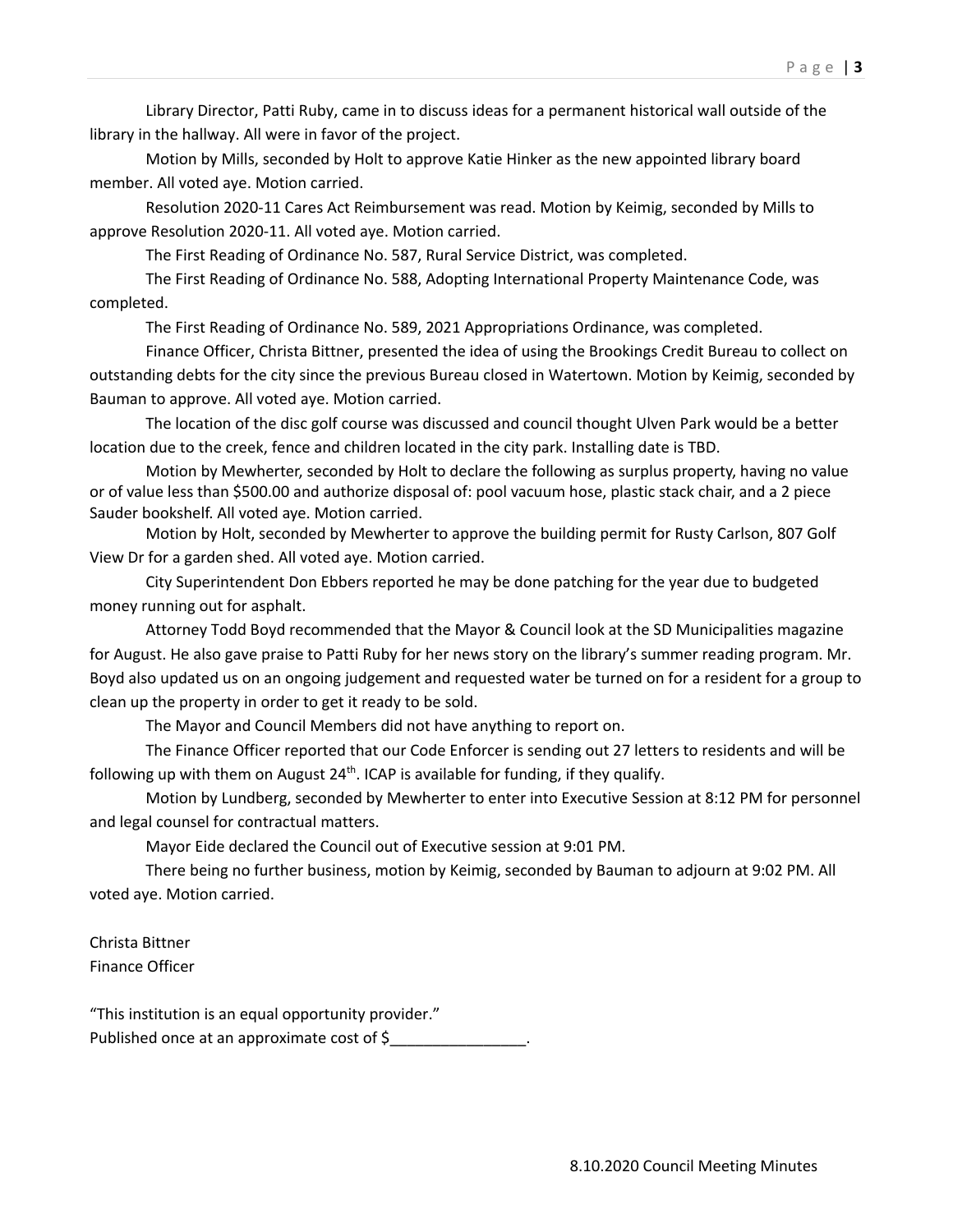Library Director, Patti Ruby, came in to discuss ideas for a permanent historical wall outside of the library in the hallway. All were in favor of the project.

Motion by Mills, seconded by Holt to approve Katie Hinker as the new appointed library board member. All voted aye. Motion carried.

Resolution 2020-11 Cares Act Reimbursement was read. Motion by Keimig, seconded by Mills to approve Resolution 2020-11. All voted aye. Motion carried.

The First Reading of Ordinance No. 587, Rural Service District, was completed.

The First Reading of Ordinance No. 588, Adopting International Property Maintenance Code, was completed.

The First Reading of Ordinance No. 589, 2021 Appropriations Ordinance, was completed.

Finance Officer, Christa Bittner, presented the idea of using the Brookings Credit Bureau to collect on outstanding debts for the city since the previous Bureau closed in Watertown. Motion by Keimig, seconded by Bauman to approve. All voted aye. Motion carried.

The location of the disc golf course was discussed and council thought Ulven Park would be a better location due to the creek, fence and children located in the city park. Installing date is TBD.

Motion by Mewherter, seconded by Holt to declare the following as surplus property, having no value or of value less than $500.00 and authorize disposal of: pool vacuum hose, plastic stack chair, and a 2 piece Sauder bookshelf. All voted aye. Motion carried.

Motion by Holt, seconded by Mewherter to approve the building permit for Rusty Carlson, 807 Golf View Dr for a garden shed. All voted aye. Motion carried.

City Superintendent Don Ebbers reported he may be done patching for the year due to budgeted money running out for asphalt.

Attorney Todd Boyd recommended that the Mayor & Council look at the SD Municipalities magazine for August. He also gave praise to Patti Ruby for her news story on the library's summer reading program. Mr. Boyd also updated us on an ongoing judgement and requested water be turned on for a resident for a group to clean up the property in order to get it ready to be sold.

The Mayor and Council Members did not have anything to report on.

The Finance Officer reported that our Code Enforcer is sending out 27 letters to residents and will be following up with them on August 24th. ICAP is available for funding, if they qualify.

Motion by Lundberg, seconded by Mewherter to enter into Executive Session at 8:12 PM for personnel and legal counsel for contractual matters.

Mayor Eide declared the Council out of Executive session at 9:01 PM.

There being no further business, motion by Keimig, seconded by Bauman to adjourn at 9:02 PM. All voted aye. Motion carried.

Christa Bittner
Finance Officer

"This institution is an equal opportunity provider."
Published once at an approximate cost of $________________.

8.10.2020 Council Meeting Minutes